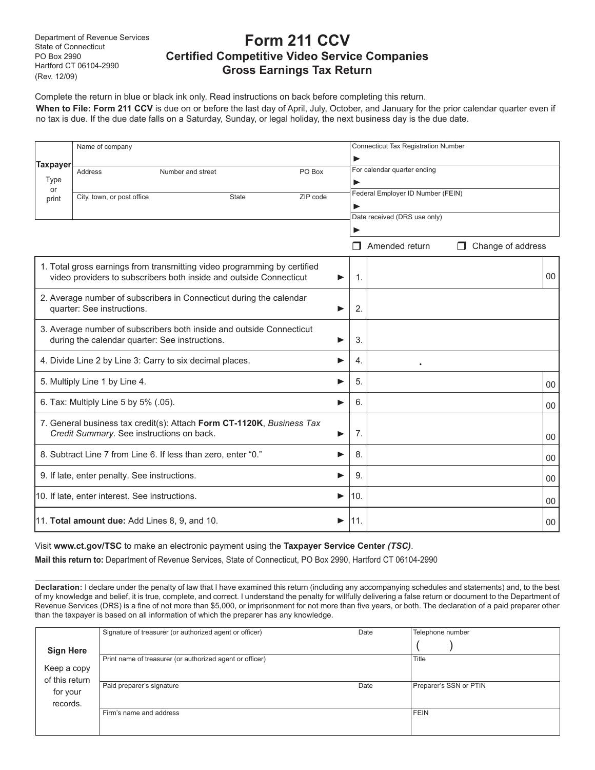Department of Revenue Services
State of Connecticut
PO Box 2990
Hartford CT 06104-2990
(Rev. 12/09)

# Form 211 CCV

## Certified Competitive Video Service Companies Gross Earnings Tax Return

Complete the return in blue or black ink only. Read instructions on back before completing this return.

**When to File: Form 211 CCV** is due on or before the last day of April, July, October, and January for the prior calendar quarter even if no tax is due. If the due date falls on a Saturday, Sunday, or legal holiday, the next business day is the due date.

| **Taxpayer** Type or print | | | | |
|---|---|---|---|---|
| Name of company | | | | Connecticut Tax Registration Number ► |
| Address | Number and street | | PO Box | For calendar quarter ending ► |
| City, town, or post office | | State | ZIP code | Federal Employer ID Number (FEIN) ► |
| | | | | Date received (DRS use only) ► |

☐ Amended return ☐ Change of address

| | | | |
|---|---|---|---|
| 1. Total gross earnings from transmitting video programming by certified video providers to subscribers both inside and outside Connecticut ► | 1. | | 00 |
| 2. Average number of subscribers in Connecticut during the calendar quarter: See instructions. ► | 2. | | |
| 3. Average number of subscribers both inside and outside Connecticut during the calendar quarter: See instructions. ► | 3. | | |
| 4. Divide Line 2 by Line 3: Carry to six decimal places. ► | 4. | . | |
| 5. Multiply Line 1 by Line 4. ► | 5. | | 00 |
| 6. Tax: Multiply Line 5 by 5% (.05). ► | 6. | | 00 |
| 7. General business tax credit(s): Attach **Form CT-1120K**, *Business Tax Credit Summary*. See instructions on back. ► | 7. | | 00 |
| 8. Subtract Line 7 from Line 6. If less than zero, enter "0." ► | 8. | | 00 |
| 9. If late, enter penalty. See instructions. ► | 9. | | 00 |
| 10. If late, enter interest. See instructions. ► | 10. | | 00 |
| 11. **Total amount due:** Add Lines 8, 9, and 10. ► | 11. | | 00 |

Visit **www.ct.gov/TSC** to make an electronic payment using the **Taxpayer Service Center *(TSC)***.

**Mail this return to:** Department of Revenue Services, State of Connecticut, PO Box 2990, Hartford CT 06104-2990

**Declaration:** I declare under the penalty of law that I have examined this return (including any accompanying schedules and statements) and, to the best of my knowledge and belief, it is true, complete, and correct. I understand the penalty for willfully delivering a false return or document to the Department of Revenue Services (DRS) is a fine of not more than $5,000, or imprisonment for not more than five years, or both. The declaration of a paid preparer other than the taxpayer is based on all information of which the preparer has any knowledge.

| **Sign Here** Keep a copy of this return for your records. | | | |
|---|---|---|---|
| | Signature of treasurer (or authorized agent or officer) | Date | Telephone number ( ) |
| | Print name of treasurer (or authorized agent or officer) | | Title |
| | Paid preparer's signature | Date | Preparer's SSN or PTIN |
| | Firm's name and address | | FEIN |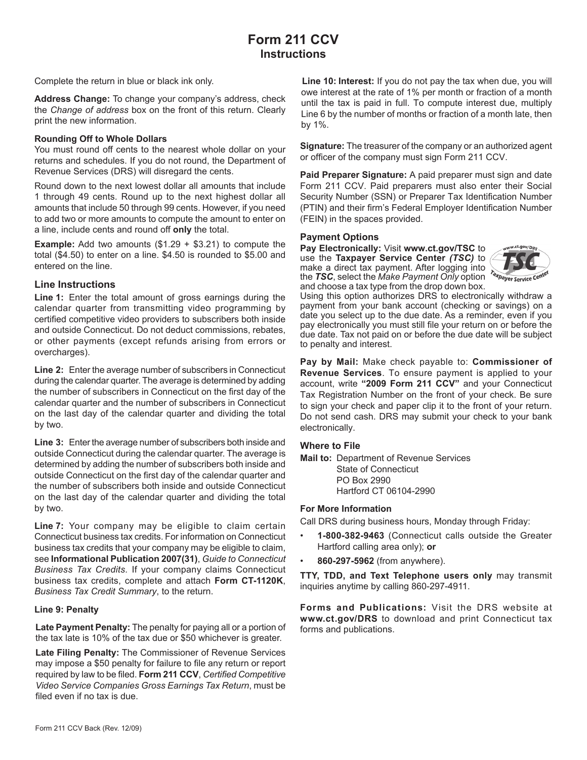# Form 211 CCV
## Instructions

Complete the return in blue or black ink only.

**Address Change:** To change your company's address, check the *Change of address* box on the front of this return. Clearly print the new information.

**Rounding Off to Whole Dollars**

You must round off cents to the nearest whole dollar on your returns and schedules. If you do not round, the Department of Revenue Services (DRS) will disregard the cents.

Round down to the next lowest dollar all amounts that include 1 through 49 cents. Round up to the next highest dollar all amounts that include 50 through 99 cents. However, if you need to add two or more amounts to compute the amount to enter on a line, include cents and round off **only** the total.

**Example:** Add two amounts ($1.29 + $3.21) to compute the total ($4.50) to enter on a line. $4.50 is rounded to $5.00 and entered on the line.

### Line Instructions

**Line 1:** Enter the total amount of gross earnings during the calendar quarter from transmitting video programming by certified competitive video providers to subscribers both inside and outside Connecticut. Do not deduct commissions, rebates, or other payments (except refunds arising from errors or overcharges).

**Line 2:** Enter the average number of subscribers in Connecticut during the calendar quarter. The average is determined by adding the number of subscribers in Connecticut on the first day of the calendar quarter and the number of subscribers in Connecticut on the last day of the calendar quarter and dividing the total by two.

**Line 3:** Enter the average number of subscribers both inside and outside Connecticut during the calendar quarter. The average is determined by adding the number of subscribers both inside and outside Connecticut on the first day of the calendar quarter and the number of subscribers both inside and outside Connecticut on the last day of the calendar quarter and dividing the total by two.

**Line 7:** Your company may be eligible to claim certain Connecticut business tax credits. For information on Connecticut business tax credits that your company may be eligible to claim, see **Informational Publication 2007(31)**, *Guide to Connecticut Business Tax Credits.* If your company claims Connecticut business tax credits, complete and attach **Form CT-1120K**, *Business Tax Credit Summary*, to the return.

**Line 9: Penalty**

**Late Payment Penalty:** The penalty for paying all or a portion of the tax late is 10% of the tax due or $50 whichever is greater.

**Late Filing Penalty:** The Commissioner of Revenue Services may impose a $50 penalty for failure to file any return or report required by law to be filed. **Form 211 CCV**, *Certified Competitive Video Service Companies Gross Earnings Tax Return*, must be filed even if no tax is due.

**Line 10: Interest:** If you do not pay the tax when due, you will owe interest at the rate of 1% per month or fraction of a month until the tax is paid in full. To compute interest due, multiply Line 6 by the number of months or fraction of a month late, then by 1%.

**Signature:** The treasurer of the company or an authorized agent or officer of the company must sign Form 211 CCV.

**Paid Preparer Signature:** A paid preparer must sign and date Form 211 CCV. Paid preparers must also enter their Social Security Number (SSN) or Preparer Tax Identification Number (PTIN) and their firm's Federal Employer Identification Number (FEIN) in the spaces provided.

**Payment Options**

**Pay Electronically:** Visit **www.ct.gov/TSC** to use the **Taxpayer Service Center *(TSC)*** to make a direct tax payment. After logging into the ***TSC***, select the *Make Payment Only* option and choose a tax type from the drop down box. Using this option authorizes DRS to electronically withdraw a payment from your bank account (checking or savings) on a date you select up to the due date. As a reminder, even if you pay electronically you must still file your return on or before the due date. Tax not paid on or before the due date will be subject to penalty and interest.

**Pay by Mail:** Make check payable to: **Commissioner of Revenue Services**. To ensure payment is applied to your account, write **"2009 Form 211 CCV"** and your Connecticut Tax Registration Number on the front of your check. Be sure to sign your check and paper clip it to the front of your return. Do not send cash. DRS may submit your check to your bank electronically.

**Where to File**

**Mail to:** Department of Revenue Services
State of Connecticut
PO Box 2990
Hartford CT 06104-2990

**For More Information**

Call DRS during business hours, Monday through Friday:

- **1-800-382-9463** (Connecticut calls outside the Greater Hartford calling area only); **or**
- **860-297-5962** (from anywhere).

**TTY, TDD, and Text Telephone users only** may transmit inquiries anytime by calling 860-297-4911.

**Forms and Publications:** Visit the DRS website at **www.ct.gov/DRS** to download and print Connecticut tax forms and publications.

Form 211 CCV Back (Rev. 12/09)